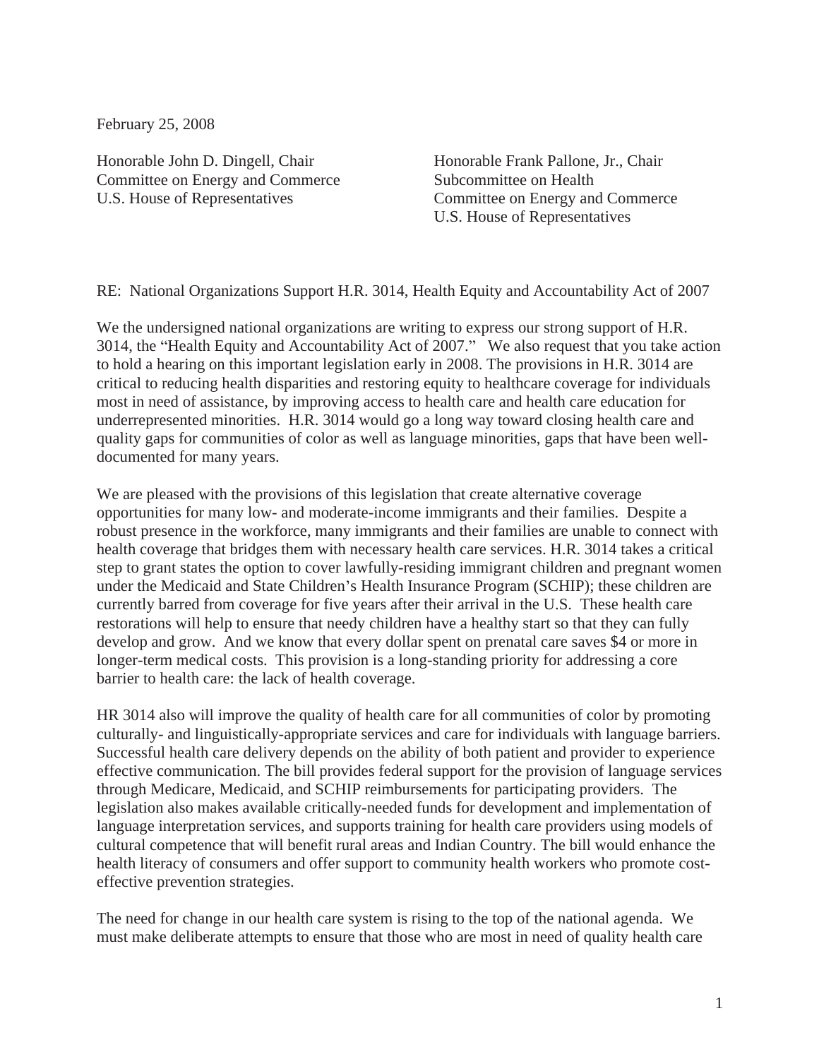February 25, 2008

Honorable John D. Dingell, Chair
Committee on Energy and Commerce
U.S. House of Representatives

Honorable Frank Pallone, Jr., Chair
Subcommittee on Health
Committee on Energy and Commerce
U.S. House of Representatives

RE: National Organizations Support H.R. 3014, Health Equity and Accountability Act of 2007

We the undersigned national organizations are writing to express our strong support of H.R. 3014, the "Health Equity and Accountability Act of 2007." We also request that you take action to hold a hearing on this important legislation early in 2008. The provisions in H.R. 3014 are critical to reducing health disparities and restoring equity to healthcare coverage for individuals most in need of assistance, by improving access to health care and health care education for underrepresented minorities. H.R. 3014 would go a long way toward closing health care and quality gaps for communities of color as well as language minorities, gaps that have been well-documented for many years.

We are pleased with the provisions of this legislation that create alternative coverage opportunities for many low- and moderate-income immigrants and their families. Despite a robust presence in the workforce, many immigrants and their families are unable to connect with health coverage that bridges them with necessary health care services. H.R. 3014 takes a critical step to grant states the option to cover lawfully-residing immigrant children and pregnant women under the Medicaid and State Children's Health Insurance Program (SCHIP); these children are currently barred from coverage for five years after their arrival in the U.S. These health care restorations will help to ensure that needy children have a healthy start so that they can fully develop and grow. And we know that every dollar spent on prenatal care saves $4 or more in longer-term medical costs. This provision is a long-standing priority for addressing a core barrier to health care: the lack of health coverage.

HR 3014 also will improve the quality of health care for all communities of color by promoting culturally- and linguistically-appropriate services and care for individuals with language barriers. Successful health care delivery depends on the ability of both patient and provider to experience effective communication. The bill provides federal support for the provision of language services through Medicare, Medicaid, and SCHIP reimbursements for participating providers. The legislation also makes available critically-needed funds for development and implementation of language interpretation services, and supports training for health care providers using models of cultural competence that will benefit rural areas and Indian Country. The bill would enhance the health literacy of consumers and offer support to community health workers who promote cost-effective prevention strategies.

The need for change in our health care system is rising to the top of the national agenda. We must make deliberate attempts to ensure that those who are most in need of quality health care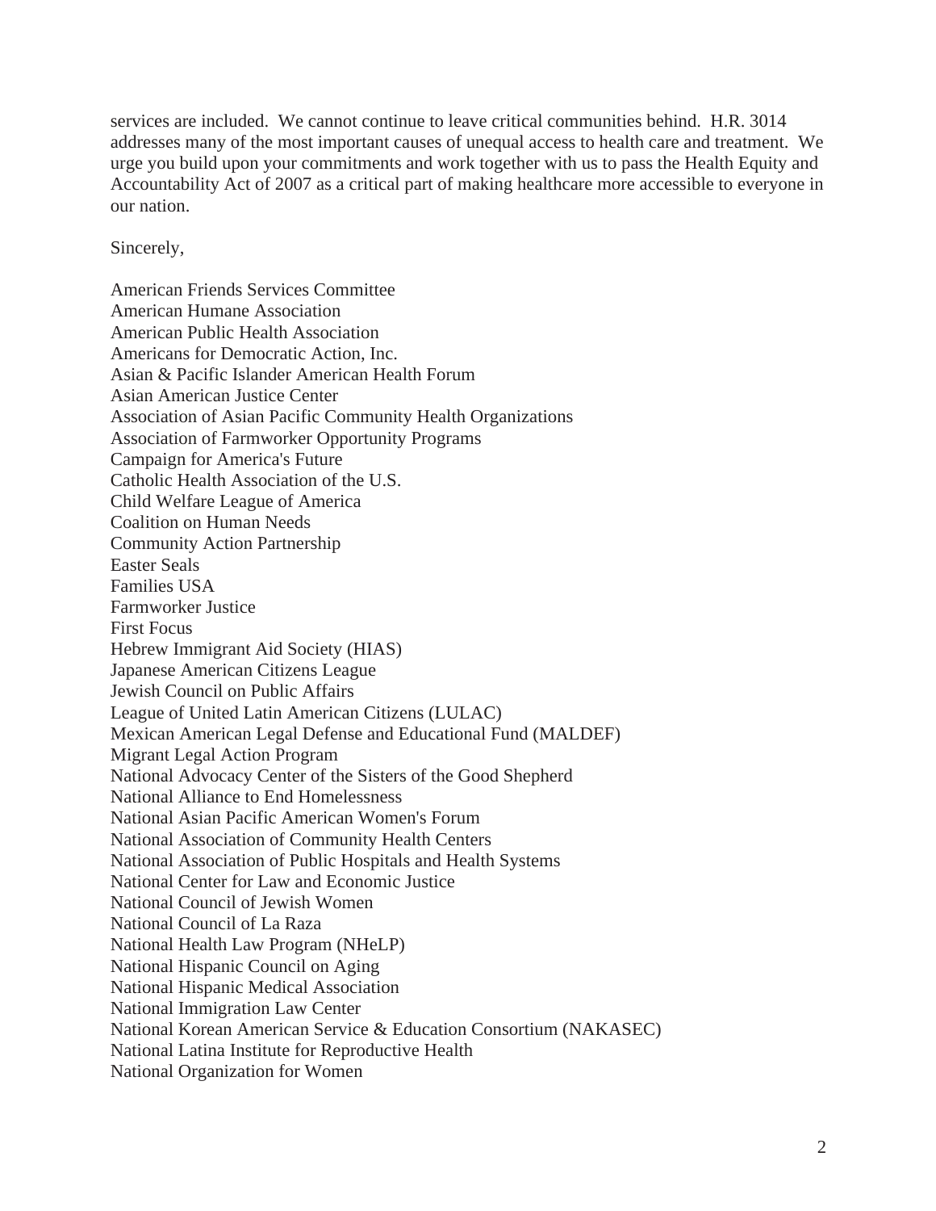services are included. We cannot continue to leave critical communities behind. H.R. 3014 addresses many of the most important causes of unequal access to health care and treatment. We urge you build upon your commitments and work together with us to pass the Health Equity and Accountability Act of 2007 as a critical part of making healthcare more accessible to everyone in our nation.

Sincerely,

American Friends Services Committee
American Humane Association
American Public Health Association
Americans for Democratic Action, Inc.
Asian & Pacific Islander American Health Forum
Asian American Justice Center
Association of Asian Pacific Community Health Organizations
Association of Farmworker Opportunity Programs
Campaign for America's Future
Catholic Health Association of the U.S.
Child Welfare League of America
Coalition on Human Needs
Community Action Partnership
Easter Seals
Families USA
Farmworker Justice
First Focus
Hebrew Immigrant Aid Society (HIAS)
Japanese American Citizens League
Jewish Council on Public Affairs
League of United Latin American Citizens (LULAC)
Mexican American Legal Defense and Educational Fund (MALDEF)
Migrant Legal Action Program
National Advocacy Center of the Sisters of the Good Shepherd
National Alliance to End Homelessness
National Asian Pacific American Women's Forum
National Association of Community Health Centers
National Association of Public Hospitals and Health Systems
National Center for Law and Economic Justice
National Council of Jewish Women
National Council of La Raza
National Health Law Program (NHeLP)
National Hispanic Council on Aging
National Hispanic Medical Association
National Immigration Law Center
National Korean American Service & Education Consortium (NAKASEC)
National Latina Institute for Reproductive Health
National Organization for Women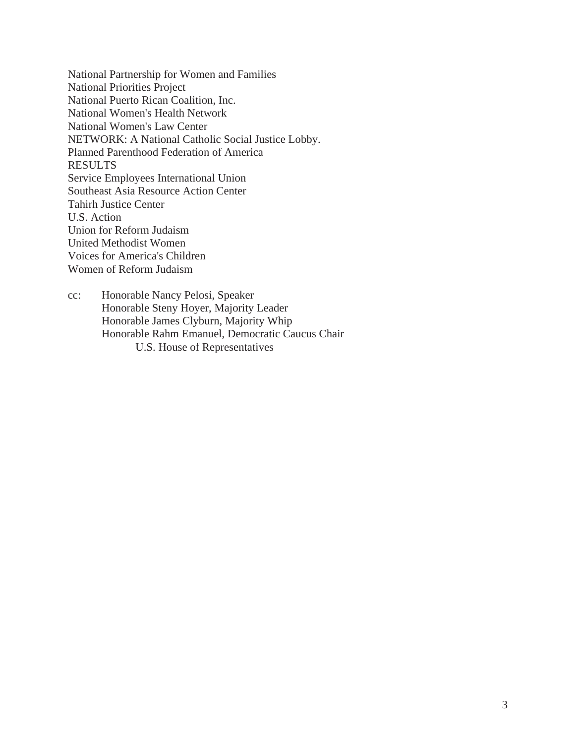National Partnership for Women and Families
National Priorities Project
National Puerto Rican Coalition, Inc.
National Women's Health Network
National Women's Law Center
NETWORK: A National Catholic Social Justice Lobby.
Planned Parenthood Federation of America
RESULTS
Service Employees International Union
Southeast Asia Resource Action Center
Tahirh Justice Center
U.S. Action
Union for Reform Judaism
United Methodist Women
Voices for America's Children
Women of Reform Judaism

cc: Honorable Nancy Pelosi, Speaker
Honorable Steny Hoyer, Majority Leader
Honorable James Clyburn, Majority Whip
Honorable Rahm Emanuel, Democratic Caucus Chair
U.S. House of Representatives